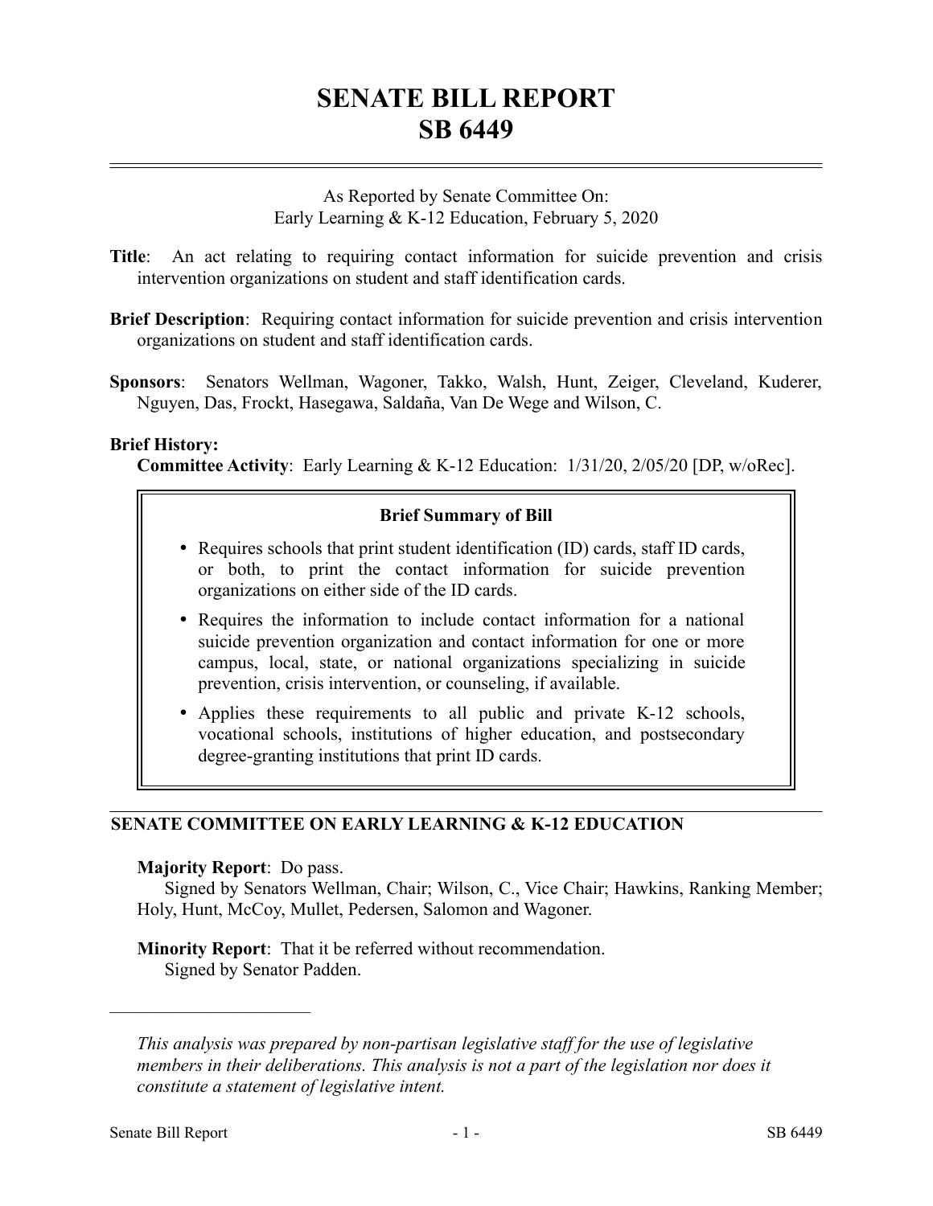# SENATE BILL REPORT
# SB 6449

As Reported by Senate Committee On:
Early Learning & K-12 Education, February 5, 2020

**Title**: An act relating to requiring contact information for suicide prevention and crisis intervention organizations on student and staff identification cards.

**Brief Description**: Requiring contact information for suicide prevention and crisis intervention organizations on student and staff identification cards.

**Sponsors**: Senators Wellman, Wagoner, Takko, Walsh, Hunt, Zeiger, Cleveland, Kuderer, Nguyen, Das, Frockt, Hasegawa, Saldaña, Van De Wege and Wilson, C.

**Brief History:**

**Committee Activity**: Early Learning & K-12 Education: 1/31/20, 2/05/20 [DP, w/oRec].

### Brief Summary of Bill

- Requires schools that print student identification (ID) cards, staff ID cards, or both, to print the contact information for suicide prevention organizations on either side of the ID cards.
- Requires the information to include contact information for a national suicide prevention organization and contact information for one or more campus, local, state, or national organizations specializing in suicide prevention, crisis intervention, or counseling, if available.
- Applies these requirements to all public and private K-12 schools, vocational schools, institutions of higher education, and postsecondary degree-granting institutions that print ID cards.

## SENATE COMMITTEE ON EARLY LEARNING & K-12 EDUCATION

**Majority Report**: Do pass.
Signed by Senators Wellman, Chair; Wilson, C., Vice Chair; Hawkins, Ranking Member; Holy, Hunt, McCoy, Mullet, Pedersen, Salomon and Wagoner.

**Minority Report**: That it be referred without recommendation.
Signed by Senator Padden.

---

*This analysis was prepared by non-partisan legislative staff for the use of legislative members in their deliberations. This analysis is not a part of the legislation nor does it constitute a statement of legislative intent.*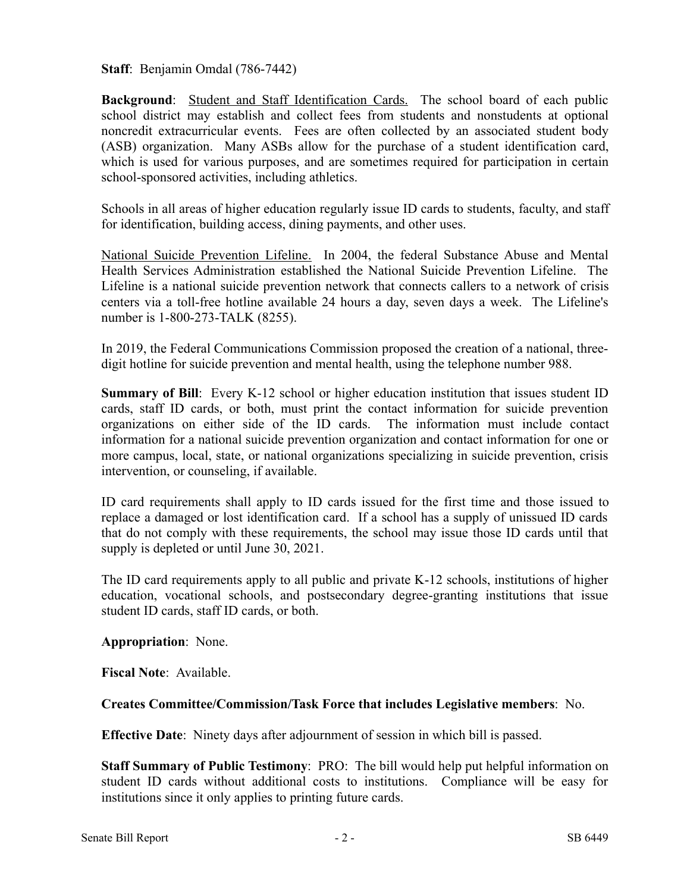**Staff**: Benjamin Omdal (786-7442)

**Background**: Student and Staff Identification Cards. The school board of each public school district may establish and collect fees from students and nonstudents at optional noncredit extracurricular events. Fees are often collected by an associated student body (ASB) organization. Many ASBs allow for the purchase of a student identification card, which is used for various purposes, and are sometimes required for participation in certain school-sponsored activities, including athletics.

Schools in all areas of higher education regularly issue ID cards to students, faculty, and staff for identification, building access, dining payments, and other uses.

National Suicide Prevention Lifeline. In 2004, the federal Substance Abuse and Mental Health Services Administration established the National Suicide Prevention Lifeline. The Lifeline is a national suicide prevention network that connects callers to a network of crisis centers via a toll-free hotline available 24 hours a day, seven days a week. The Lifeline's number is 1-800-273-TALK (8255).

In 2019, the Federal Communications Commission proposed the creation of a national, three-digit hotline for suicide prevention and mental health, using the telephone number 988.

**Summary of Bill**: Every K-12 school or higher education institution that issues student ID cards, staff ID cards, or both, must print the contact information for suicide prevention organizations on either side of the ID cards. The information must include contact information for a national suicide prevention organization and contact information for one or more campus, local, state, or national organizations specializing in suicide prevention, crisis intervention, or counseling, if available.

ID card requirements shall apply to ID cards issued for the first time and those issued to replace a damaged or lost identification card. If a school has a supply of unissued ID cards that do not comply with these requirements, the school may issue those ID cards until that supply is depleted or until June 30, 2021.

The ID card requirements apply to all public and private K-12 schools, institutions of higher education, vocational schools, and postsecondary degree-granting institutions that issue student ID cards, staff ID cards, or both.

**Appropriation**: None.

**Fiscal Note**: Available.

**Creates Committee/Commission/Task Force that includes Legislative members**: No.

**Effective Date**: Ninety days after adjournment of session in which bill is passed.

**Staff Summary of Public Testimony**: PRO: The bill would help put helpful information on student ID cards without additional costs to institutions. Compliance will be easy for institutions since it only applies to printing future cards.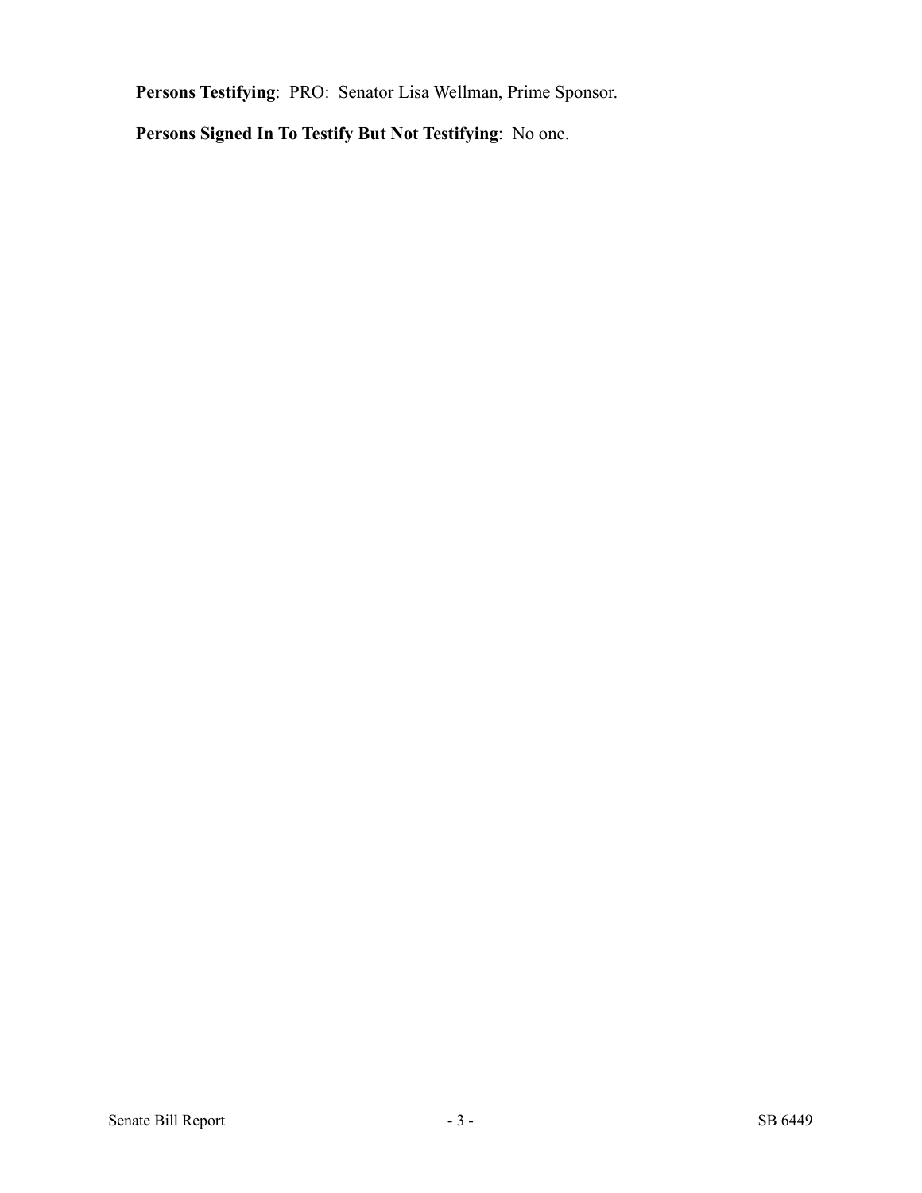**Persons Testifying**: PRO: Senator Lisa Wellman, Prime Sponsor.

**Persons Signed In To Testify But Not Testifying**: No one.